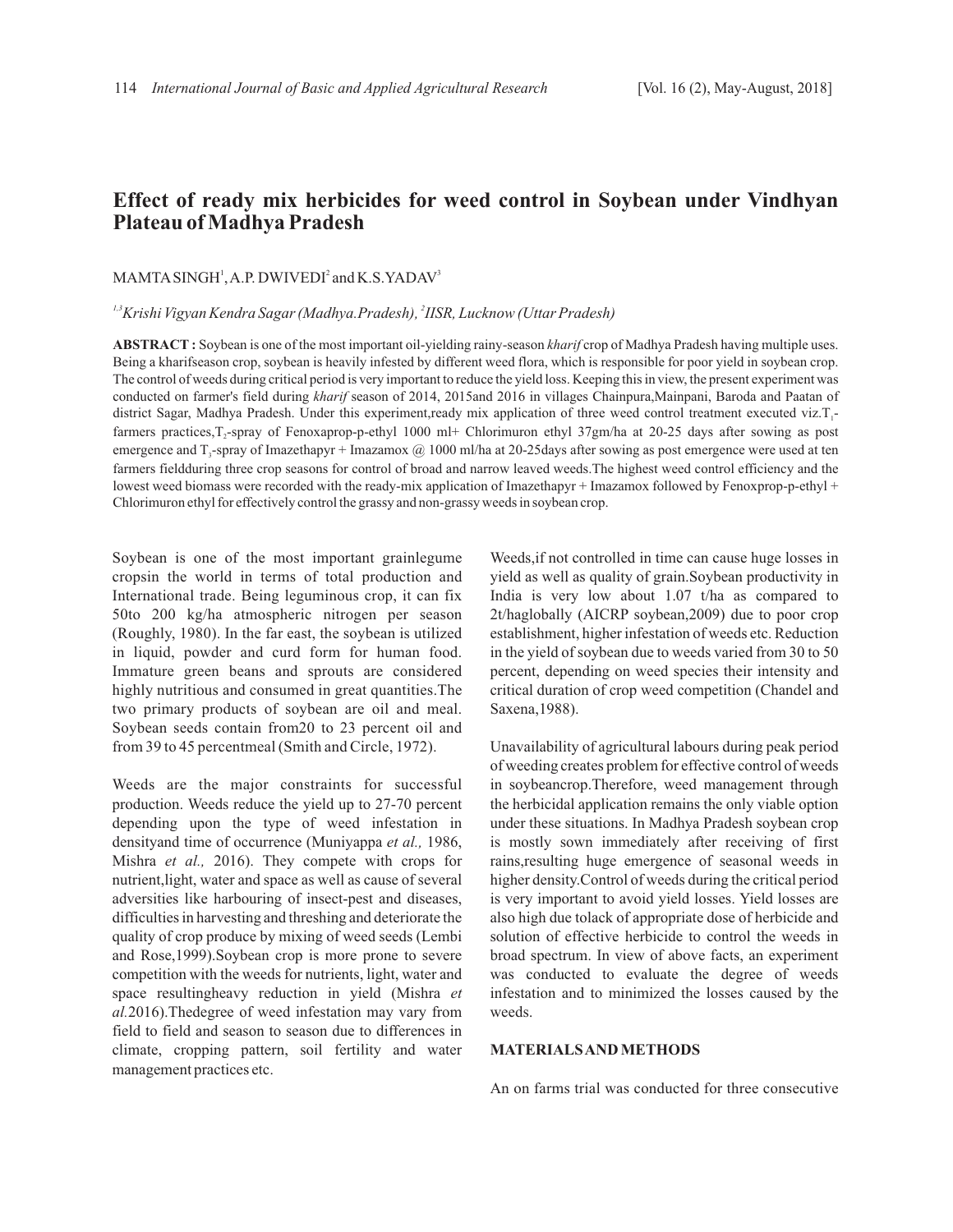# Effect of ready mix herbicides for weed control in Soybean under Vindhyan Plateau of Madhya Pradesh

MAMTA SINGH[1], A.P. DWIVEDI[2] and K.S.YADAV[3]

*[1,3]Krishi Vigyan Kendra Sagar (Madhya.Pradesh), [2]IISR, Lucknow (Uttar Pradesh)*

**ABSTRACT :** Soybean is one of the most important oil-yielding rainy-season *kharif* crop of Madhya Pradesh having multiple uses. Being a kharifseason crop, soybean is heavily infested by different weed flora, which is responsible for poor yield in soybean crop. The control of weeds during critical period is very important to reduce the yield loss. Keeping this in view, the present experiment was conducted on farmer's field during *kharif* season of 2014, 2015and 2016 in villages Chainpura,Mainpani, Baroda and Paatan of district Sagar, Madhya Pradesh. Under this experiment,ready mix application of three weed control treatment executed viz.$T_1$-farmers practices,$T_2$-spray of Fenoxaprop-p-ethyl 1000 ml+ Chlorimuron ethyl 37gm/ha at 20-25 days after sowing as post emergence and $T_3$-spray of Imazethapyr + Imazamox @ 1000 ml/ha at 20-25days after sowing as post emergence were used at ten farmers fieldduring three crop seasons for control of broad and narrow leaved weeds.The highest weed control efficiency and the lowest weed biomass were recorded with the ready-mix application of Imazethapyr + Imazamox followed by Fenoxprop-p-ethyl + Chlorimuron ethyl for effectively control the grassy and non-grassy weeds in soybean crop.

Soybean is one of the most important grainlegume cropsin the world in terms of total production and International trade. Being leguminous crop, it can fix 50to 200 kg/ha atmospheric nitrogen per season (Roughly, 1980). In the far east, the soybean is utilized in liquid, powder and curd form for human food. Immature green beans and sprouts are considered highly nutritious and consumed in great quantities.The two primary products of soybean are oil and meal. Soybean seeds contain from20 to 23 percent oil and from 39 to 45 percentmeal (Smith and Circle, 1972).

Weeds are the major constraints for successful production. Weeds reduce the yield up to 27-70 percent depending upon the type of weed infestation in densityand time of occurrence (Muniyappa *et al.,* 1986, Mishra *et al.,* 2016). They compete with crops for nutrient,light, water and space as well as cause of several adversities like harbouring of insect-pest and diseases, difficulties in harvesting and threshing and deteriorate the quality of crop produce by mixing of weed seeds (Lembi and Rose,1999).Soybean crop is more prone to severe competition with the weeds for nutrients, light, water and space resultingheavy reduction in yield (Mishra *et al.*2016).Thedegree of weed infestation may vary from field to field and season to season due to differences in climate, cropping pattern, soil fertility and water management practices etc.

Weeds,if not controlled in time can cause huge losses in yield as well as quality of grain.Soybean productivity in India is very low about 1.07 t/ha as compared to 2t/haglobally (AICRP soybean,2009) due to poor crop establishment, higher infestation of weeds etc. Reduction in the yield of soybean due to weeds varied from 30 to 50 percent, depending on weed species their intensity and critical duration of crop weed competition (Chandel and Saxena,1988).

Unavailability of agricultural labours during peak period of weeding creates problem for effective control of weeds in soybeancrop.Therefore, weed management through the herbicidal application remains the only viable option under these situations. In Madhya Pradesh soybean crop is mostly sown immediately after receiving of first rains,resulting huge emergence of seasonal weeds in higher density.Control of weeds during the critical period is very important to avoid yield losses. Yield losses are also high due tolack of appropriate dose of herbicide and solution of effective herbicide to control the weeds in broad spectrum. In view of above facts, an experiment was conducted to evaluate the degree of weeds infestation and to minimized the losses caused by the weeds.

## MATERIALS AND METHODS

An on farms trial was conducted for three consecutive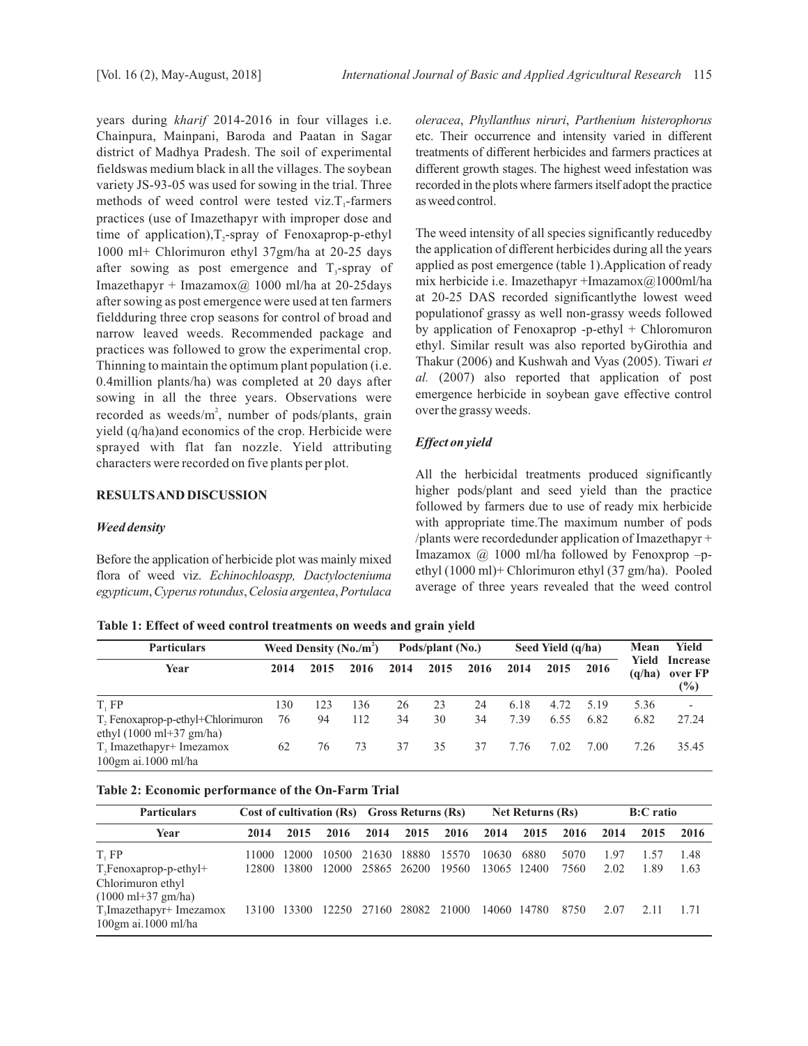years during *kharif* 2014-2016 in four villages i.e. Chainpura, Mainpani, Baroda and Paatan in Sagar district of Madhya Pradesh. The soil of experimental fieldswas medium black in all the villages. The soybean variety JS-93-05 was used for sowing in the trial. Three methods of weed control were tested viz.$T_1$-farmers practices (use of Imazethapyr with improper dose and time of application),$T_2$-spray of Fenoxaprop-p-ethyl 1000 ml+ Chlorimuron ethyl 37gm/ha at 20-25 days after sowing as post emergence and $T_3$-spray of Imazethapyr + Imazamox@ 1000 ml/ha at 20-25days after sowing as post emergence were used at ten farmers fieldduring three crop seasons for control of broad and narrow leaved weeds. Recommended package and practices was followed to grow the experimental crop. Thinning to maintain the optimum plant population (i.e. 0.4million plants/ha) was completed at 20 days after sowing in all the three years. Observations were recorded as weeds/m$^2$, number of pods/plants, grain yield (q/ha)and economics of the crop. Herbicide were sprayed with flat fan nozzle. Yield attributing characters were recorded on five plants per plot.

## RESULTS AND DISCUSSION

### *Weed density*

Before the application of herbicide plot was mainly mixed flora of weed viz. *Echinochloaspp, Dactylocteniuma egypticum*, *Cyperus rotundus*, *Celosia argentea*, *Portulaca oleracea*, *Phyllanthus niruri*, *Parthenium histerophorus* etc. Their occurrence and intensity varied in different treatments of different herbicides and farmers practices at different growth stages. The highest weed infestation was recorded in the plots where farmers itself adopt the practice as weed control.

The weed intensity of all species significantly reducedby the application of different herbicides during all the years applied as post emergence (table 1).Application of ready mix herbicide i.e. Imazethapyr +Imazamox@1000ml/ha at 20-25 DAS recorded significantlythe lowest weed populationof grassy as well non-grassy weeds followed by application of Fenoxaprop -p-ethyl + Chloromuron ethyl. Similar result was also reported byGirothia and Thakur (2006) and Kushwah and Vyas (2005). Tiwari *et al.* (2007) also reported that application of post emergence herbicide in soybean gave effective control over the grassy weeds.

### *Effect on yield*

All the herbicidal treatments produced significantly higher pods/plant and seed yield than the practice followed by farmers due to use of ready mix herbicide with appropriate time.The maximum number of pods /plants were recordedunder application of Imazethapyr + Imazamox @ 1000 ml/ha followed by Fenoxprop –p-ethyl (1000 ml)+ Chlorimuron ethyl (37 gm/ha). Pooled average of three years revealed that the weed control

**Table 1: Effect of weed control treatments on weeds and grain yield**

| Particulars | Weed Density (No./m$^2$) | | | Pods/plant (No.) | | | Seed Yield (q/ha) | | | Mean Yield (q/ha) | Yield Increase over FP (%) |
|---|---|---|---|---|---|---|---|---|---|---|---|
| Year | 2014 | 2015 | 2016 | 2014 | 2015 | 2016 | 2014 | 2015 | 2016 | | |
| $T_1$ FP | 130 | 123 | 136 | 26 | 23 | 24 | 6.18 | 4.72 | 5.19 | 5.36 | - |
| $T_2$ Fenoxaprop-p-ethyl+Chlorimuron ethyl (1000 ml+37 gm/ha) | 76 | 94 | 112 | 34 | 30 | 34 | 7.39 | 6.55 | 6.82 | 6.82 | 27.24 |
| $T_3$ Imazethapyr+ Imezamox 100gm ai.1000 ml/ha | 62 | 76 | 73 | 37 | 35 | 37 | 7.76 | 7.02 | 7.00 | 7.26 | 35.45 |

**Table 2: Economic performance of the On-Farm Trial**

| Particulars | Cost of cultivation (Rs) | | | Gross Returns (Rs) | | | Net Returns (Rs) | | | B:C ratio | | |
|---|---|---|---|---|---|---|---|---|---|---|---|---|
| Year | 2014 | 2015 | 2016 | 2014 | 2015 | 2016 | 2014 | 2015 | 2016 | 2014 | 2015 | 2016 |
| $T_1$ FP | 11000 | 12000 | 10500 | 21630 | 18880 | 15570 | 10630 | 6880 | 5070 | 1.97 | 1.57 | 1.48 |
| $T_2$Fenoxaprop-p-ethyl+ Chlorimuron ethyl (1000 ml+37 gm/ha) | 12800 | 13800 | 12000 | 25865 | 26200 | 19560 | 13065 | 12400 | 7560 | 2.02 | 1.89 | 1.63 |
| $T_3$Imazethapyr+ Imezamox 100gm ai.1000 ml/ha | 13100 | 13300 | 12250 | 27160 | 28082 | 21000 | 14060 | 14780 | 8750 | 2.07 | 2.11 | 1.71 |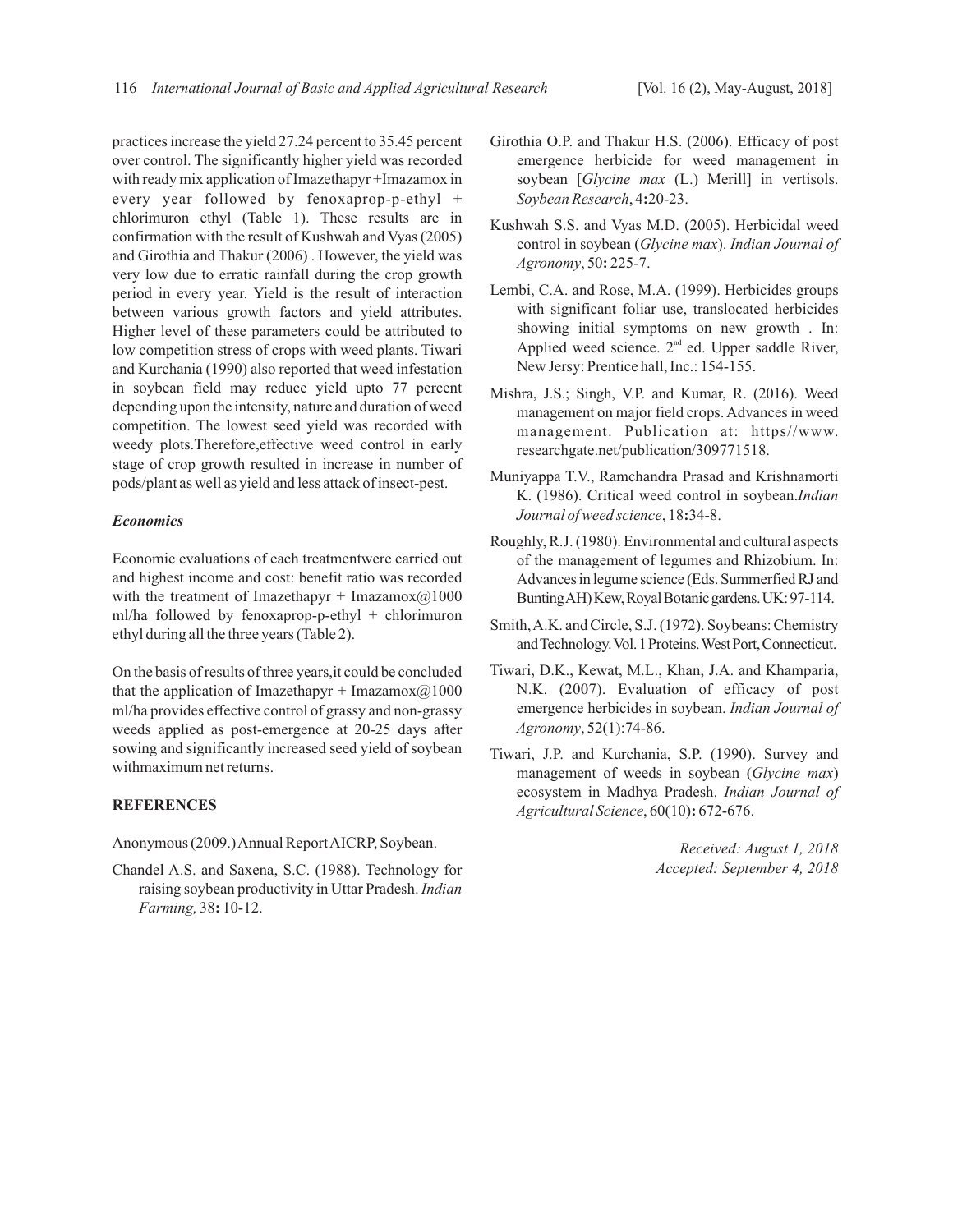practices increase the yield 27.24 percent to 35.45 percent over control. The significantly higher yield was recorded with ready mix application of Imazethapyr +Imazamox in every year followed by fenoxaprop-p-ethyl + chlorimuron ethyl (Table 1). These results are in confirmation with the result of Kushwah and Vyas (2005) and Girothia and Thakur (2006) . However, the yield was very low due to erratic rainfall during the crop growth period in every year. Yield is the result of interaction between various growth factors and yield attributes. Higher level of these parameters could be attributed to low competition stress of crops with weed plants. Tiwari and Kurchania (1990) also reported that weed infestation in soybean field may reduce yield upto 77 percent depending upon the intensity, nature and duration of weed competition. The lowest seed yield was recorded with weedy plots.Therefore,effective weed control in early stage of crop growth resulted in increase in number of pods/plant as well as yield and less attack of insect-pest.

### *Economics*

Economic evaluations of each treatmentwere carried out and highest income and cost: benefit ratio was recorded with the treatment of Imazethapyr + Imazamox@1000 ml/ha followed by fenoxaprop-p-ethyl + chlorimuron ethyl during all the three years (Table 2).

On the basis of results of three years,it could be concluded that the application of Imazethapyr + Imazamox@1000 ml/ha provides effective control of grassy and non-grassy weeds applied as post-emergence at 20-25 days after sowing and significantly increased seed yield of soybean withmaximum net returns.

## REFERENCES

Anonymous (2009.) Annual Report AICRP, Soybean.

Chandel A.S. and Saxena, S.C. (1988). Technology for raising soybean productivity in Uttar Pradesh. *Indian Farming,* 38**:** 10-12.

Girothia O.P. and Thakur H.S. (2006). Efficacy of post emergence herbicide for weed management in soybean [*Glycine max* (L.) Merill] in vertisols. *Soybean Research*, 4**:**20-23.

Kushwah S.S. and Vyas M.D. (2005). Herbicidal weed control in soybean (*Glycine max*). *Indian Journal of Agronomy*, 50**:** 225-7.

Lembi, C.A. and Rose, M.A. (1999). Herbicides groups with significant foliar use, translocated herbicides showing initial symptoms on new growth . In: Applied weed science. 2nd ed. Upper saddle River, New Jersy: Prentice hall, Inc.: 154-155.

Mishra, J.S.; Singh, V.P. and Kumar, R. (2016). Weed management on major field crops. Advances in weed management. Publication at: https//www.researchgate.net/publication/309771518.

Muniyappa T.V., Ramchandra Prasad and Krishnamorti K. (1986). Critical weed control in soybean.*Indian Journal of weed science*, 18**:**34-8.

Roughly, R.J. (1980). Environmental and cultural aspects of the management of legumes and Rhizobium. In: Advances in legume science (Eds. Summerfied RJ and Bunting AH) Kew, Royal Botanic gardens. UK: 97-114.

Smith, A.K. and Circle, S.J. (1972). Soybeans: Chemistry and Technology. Vol. 1 Proteins. West Port, Connecticut.

Tiwari, D.K., Kewat, M.L., Khan, J.A. and Khamparia, N.K. (2007). Evaluation of efficacy of post emergence herbicides in soybean. *Indian Journal of Agronomy*, 52(1):74-86.

Tiwari, J.P. and Kurchania, S.P. (1990). Survey and management of weeds in soybean (*Glycine max*) ecosystem in Madhya Pradesh. *Indian Journal of Agricultural Science*, 60(10)**:** 672-676.

*Received: August 1, 2018*
*Accepted: September 4, 2018*